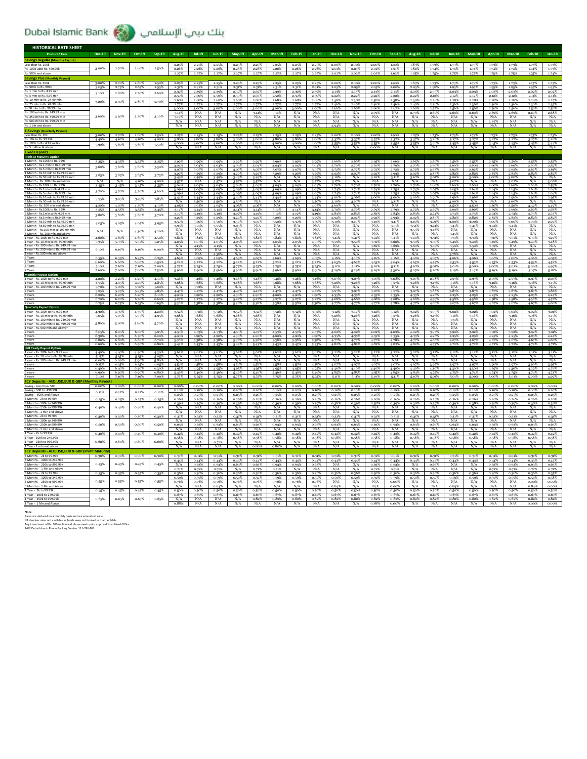Dubai Islamic Bank بنك دبي الإسلامي

## HISTORICAL RATE SHEET

| Product / Tiers | Dec-19 | Nov-19 | Oct-19 | Sep-19 | Aug-19 | Jul-19 | Jun-19 | May-19 | Apr-19 | Mar-19 | Feb-19 | Jan-19 | Dec-18 | Nov-18 | Oct-18 | Sep-18 | Aug-18 | Jul-18 | Jun-18 | May-18 | Apr-18 | Mar-18 | Feb-18 | Jan-18 |
|---|---|---|---|---|---|---|---|---|---|---|---|---|---|---|---|---|---|---|---|---|---|---|---|---|
| **Savings Regular (Monthly Payout)** | | | | | | | | | | | | | | | | | | | | | | | | |
| Less than Rs. 100k | 3.00% | 2.70% | 2.60% | 2.50% | 2.25% | 2.25% | 2.25% | 2.25% | 2.25% | 2.25% | 2.25% | 2.25% | 2.00% | 2.00% | 2.00% | 1.90% | 1.85% | 1.73% | 1.73% | 1.73% | 1.73% | 1.73% | 1.73% | 1.73% |
| Rs. 100k upto Rs. 499.99k | | | | | 2.26% | 2.26% | 2.26% | 2.26% | 2.26% | 2.26% | 2.26% | 2.26% | 2.01% | 2.01% | 2.01% | 1.91% | 1.84% | 1.74% | 1.74% | 1.74% | 1.74% | 1.74% | 1.74% | 1.73% |
| Rs. 500k and above | | | | | 2.27% | 2.27% | 2.27% | 2.27% | 2.27% | 2.27% | 2.27% | 2.27% | 2.02% | 2.02% | 2.02% | 1.92% | 1.85% | 1.75% | 1.75% | 1.75% | 1.75% | 1.75% | 1.75% | 1.74% |
| **Savings Plus (Monthly Payout)** | | | | | | | | | | | | | | | | | | | | | | | | |
| Less than Rs. 500k | 3.00% | 2.70% | 2.60% | 2.50% | 2.25% | 2.25% | 2.25% | 2.25% | 2.25% | 2.25% | 2.25% | 2.25% | 2.00% | 2.00% | 2.00% | 1.90% | 1.85% | 1.73% | 1.73% | 1.73% | 1.73% | 1.73% | 1.73% | 1.73% |
| Rs. 500k to Rs. 999k | 3.05% | 2.75% | 2.65% | 2.55% | 2.31% | 2.31% | 2.31% | 2.31% | 2.31% | 2.31% | 2.31% | 2.31% | 2.05% | 2.05% | 2.05% | 2.06% | 2.05% | 1.96% | 1.95% | 1.95% | 1.95% | 1.95% | 1.95% | 1.95% |
| Rs. 1 mln to Rs. 4.99 mln | 3.10% | 2.80% | 2.70% | 2.60% | 2.39% | 2.39% | 2.39% | 2.39% | 2.39% | 2.39% | 2.39% | 2.39% | 2.13% | 2.13% | 2.13% | 2.13% | 2.13% | 2.03% | 2.03% | 2.03% | 2.03% | 2.03% | 2.02% | 2.02% |
| Rs. 5 mln to Rs. 9.99 mln | | | | | 2.50% | 2.50% | 2.50% | 2.50% | 2.50% | 2.50% | 2.50% | 2.50% | 2.22% | 2.22% | 2.22% | 2.22% | 2.22% | 2.12% | 2.12% | 2.12% | 2.12% | 2.12% | 2.11% | 2.11% |
| Rs. 10 mln to Rs. 24.99 mln | 3.20% | 2.90% | 2.80% | 2.70% | 2.68% | 2.68% | 2.68% | 2.68% | 2.68% | 2.68% | 2.68% | 2.68% | 2.38% | 2.38% | 2.38% | 2.38% | 2.38% | 2.28% | 2.28% | 2.28% | 2.28% | 2.28% | 2.28% | 2.27% |
| Rs. 25 mln to Rs. 49.99 mln | | | | | 2.77% | 2.77% | 2.77% | 2.77% | 2.77% | 2.77% | 2.77% | 2.77% | 2.46% | 2.46% | 2.46% | 2.46% | 2.46% | 2.36% | 2.36% | 2.36% | 2.36% | 2.36% | 2.36% | 2.35% |
| Rs 50 mln to Rs. 99.99 mln | 3.60% | 3.30% | 3.20% | 3.10% | 3.00% | 3.00% | 3.00% | 3.00% | 3.00% | 3.00% | 3.00% | 3.00% | 2.66% | 2.66% | 2.66% | 2.67% | 2.66% | 2.57% | 2.56% | 2.56% | 2.56% | 2.56% | 2.56% | 2.56% |
| Rs. 100 mln to Rs. 249.99 mln | | | | | 3.14% | N/A | N/A | N/A | N/A | 3.14% | 3.14% | N/A | N/A | N/A | 2.79% | N/A | 2.79% | 2.69% | 2.69% | 2.69% | 2.69% | 2.69% | 2.69% | 2.68% |
| Rs. 250 mln to Rs. 499.99 mln | | | | | 3.19% | N/A | N/A | N/A | N/A | N/A | N/A | N/A | N/A | N/A | N/A | N/A | N/A | N/A | N/A | N/A | N/A | N/A | N/A | N/A |
| Rs. 500 mln to Rs. 999.99 mln | | | | | N/A | N/A | N/A | N/A | N/A | N/A | N/A | N/A | N/A | N/A | N/A | N/A | N/A | N/A | N/A | N/A | 2.82% | N/A | N/A | N/A |
| Rs. 1 bln and above | | | | | N/A | N/A | N/A | N/A | N/A | N/A | N/A | N/A | 2.94% | N/A | N/A | N/A | N/A | N/A | N/A | N/A | N/A | N/A | N/A | N/A |
| **E-Savings (Quarterly Payout)** | | | | | | | | | | | | | | | | | | | | | | | | |
| Less than Rs. 10k | 3.00% | 2.70% | 2.60% | 2.50% | 2.25% | 2.25% | 2.25% | 2.25% | 2.25% | 2.25% | 2.25% | 2.25% | 2.00% | 2.00% | 2.00% | 1.90% | 1.85% | 1.73% | 1.73% | 1.73% | 1.73% | 1.73% | 1.73% | 1.73% |
| Rs. 10k to Rs. 99.99k | 4.40% | 4.10% | 4.00% | 4.00% | 3.80% | 3.80% | 3.80% | 3.80% | 3.80% | 3.80% | 3.80% | 3.80% | 3.37% | 3.37% | 3.37% | 3.37% | 3.37% | 3.28% | 3.27% | 3.27% | 3.27% | 3.27% | 3.27% | 3.26% |
| Rs. 100k to Rs. 4.99 million | 5.90% | 5.60% | 5.60% | 5.50% | 4.00% | 4.00% | 4.00% | 4.00% | 4.00% | 4.00% | 4.00% | 4.00% | 3.55% | 3.55% | 3.55% | 3.55% | 3.55% | 3.46% | 3.45% | 3.45% | 3.45% | 3.45% | 3.45% | 3.44% |
| Rs. 5 million & above | | | | | N/A | N/A | N/A | N/A | N/A | N/A | N/A | N/A | N/A | N/A | 0.00% | N/A | N/A | N/A | N/A | N/A | N/A | N/A | N/A | N/A |
| **Fixed Deposits** | | | | | | | | | | | | | | | | | | | | | | | | |
| **Profit at Maturity Option** | | | | | | | | | | | | | | | | | | | | | | | | |
| 1 Month - Rs.100k to Rs.999k | 3.35% | 3.35% | 3.35% | 3.25% | 2.99% | 2.99% | 2.99% | 2.99% | 2.99% | 2.99% | 2.99% | 2.99% | 2.66% | 2.66% | 2.65% | 2.66% | 2.65% | 2.56% | 2.56% | 2.55% | 2.55% | 2.56% | 2.55% | 2.55% |
| 1 Month - Rs.1 mln to Rs.4.99 mln | 3.60% | 3.60% | 3.60% | 3.50% | 3.04% | 3.04% | 3.04% | 3.04% | 3.04% | 3.04% | 3.04% | 3.04% | 2.70% | 2.70% | 2.70% | 2.70% | 2.70% | 2.60% | 2.60% | 2.60% | 2.60% | 2.60% | 2.60% | 2.59% |
| 1 Month - Rs.5 mln to Rs.9.99 mln | | | | | 3.07% | 3.07% | 3.07% | 3.07% | 3.07% | 3.07% | 3.07% | 3.07% | 2.72% | 2.72% | 2.72% | 2.72% | 2.72% | 2.63% | 2.62% | 2.62% | 2.62% | 2.62% | 2.62% | 2.61% |
| 1 Month - Rs.10 mln to Rs.49.99 mln | 3.85% | 3.85% | 3.85% | 3.75% | 3.29% | 3.29% | 3.29% | 3.29% | 3.29% | 3.29% | 3.29% | 3.29% | 2.92% | 2.92% | 2.92% | 2.93% | 2.92% | 2.83% | 2.82% | 2.82% | 2.82% | 2.82% | 2.82% | 2.82% |
| 1 Month - Rs.50 mln to Rs.99.99 mln | | | | | 3.49% | 3.49% | 3.49% | 3.49% | 3.49% | N/A | N/A | 3.49% | 3.10% | N/A | 3.10% | 3.11% | 3.10% | 3.01% | 3.00% | 3.00% | 3.00% | 3.00% | N/A | N/A |
| 1 Month – Rs. 100 mln and above | N/A | N/A | 4.10% | 4.00% | 3.57% | N/A | 3.57% | 3.57% | 3.57% | N/A | N/A | 3.57% | 3.17% | N/A | N/A | N/A | N/A | 3.07% | N/A | N/A | N/A | 3.07% | N/A | 3.06% |
| 3 Months - Rs.100k to Rs.999k | 3.45% | 3.45% | 3.45% | 3.35% | 3.04% | 3.04% | 3.04% | 3.04% | 3.04% | 3.04% | 3.04% | 3.04% | 2.70% | 2.70% | 2.70% | 2.70% | 2.70% | 2.60% | 2.60% | 2.60% | 2.60% | 2.60% | 2.60% | 2.59% |
| 3 Months - Rs.1mln to Rs.4.99 mln | 3.70% | 3.70% | 3.70% | 3.60% | 3.09% | 3.09% | 3.09% | 3.09% | 3.09% | 3.09% | 3.09% | 3.09% | 2.74% | 2.74% | 2.74% | 2.75% | 2.74% | 2.65% | 2.65% | 2.64% | 2.64% | 2.65% | 2.64% | 2.64% |
| 3 Months - Rs.5 mln to Rs.9.99 mln | | | | | 3.09% | 3.09% | 3.09% | 3.09% | 3.09% | 3.09% | 3.09% | 3.09% | 2.74% | 2.74% | 2.74% | 2.75% | 2.74% | 2.65% | 2.65% | 2.64% | 2.64% | 2.65% | 2.64% | 2.64% |
| 3 Months - Rs.10 mln to Rs.49.99 mln | 3.95% | 3.95% | 3.95% | 3.85% | 3.44% | 3.44% | 3.44% | 3.44% | 3.44% | 3.44% | 3.44% | 3.44% | 3.06% | 3.06% | 3.06% | 3.06% | 3.06% | 2.96% | 2.96% | 2.96% | 2.96% | 2.96% | 2.96% | 2.95% |
| 3 Months - Rs.50 mln to Rs.99.99 mln | | | | | N/A | 3.50% | 3.50% | 3.50% | 3.50% | N/A | N/A | 3.50% | 3.10% | 3.10% | N/A | 3.11% | N/A | N/A | 3.00% | N/A | N/A | 3.00% | N/A | N/A |
| 3 Months - Rs. 100 mln and above | 4.20% | 4.20% | 4.20% | 4.10% | 4.05% | 4.05% | 4.05% | 4.05% | 4.05% | N/A | N/A | 4.05% | 3.60% | N/A | N/A | N/A | N/A | N/A | 3.50% | 3.50% | 3.50% | 3.50% | 3.49% | 3.49% |
| 6 Months - Rs.100k to Rs.999k | 3.55% | 3.55% | 3.55% | 3.45% | 3.14% | 3.14% | 3.14% | 3.14% | 3.14% | 3.14% | 3.14% | 3.14% | 2.79% | 2.79% | 2.79% | 2.79% | 2.79% | 2.69% | 2.69% | 2.69% | 2.69% | 2.69% | 2.69% | 2.68% |
| 6 Months - Rs.1mln to Rs.4.99 mln | 3.80% | 3.80% | 3.80% | 3.70% | 3.19% | 3.19% | 3.19% | 3.19% | 3.19% | 3.19% | 3.19% | 3.19% | 2.83% | 2.83% | 2.83% | 2.84% | 2.83% | 2.74% | 2.73% | 2.73% | 2.73% | 2.73% | 2.73% | 2.73% |
| 6 Months - Rs.5 mln to Rs.9.99 mln | | | | | 3.29% | 3.29% | 3.29% | 3.29% | 3.29% | 3.29% | 3.29% | 3.29% | 2.92% | 2.92% | 2.92% | 2.93% | 2.92% | 2.83% | 2.82% | 2.82% | 2.82% | 2.82% | 2.82% | 2.82% |
| 6 Months - Rs.10 mln to Rs.49.99 mln | 4.05% | 4.05% | 4.05% | 3.95% | 3.50% | 3.50% | 3.50% | 3.50% | 3.50% | 3.50% | 3.50% | 3.50% | 3.10% | 3.10% | 3.10% | 3.11% | 3.10% | 3.01% | 3.00% | 3.00% | 3.00% | 3.00% | 3.00% | 2.99% |
| 6 Months - Rs.50 mln to Rs.99.99 mln | | | | | 3.55% | 3.55% | 3.55% | 3.55% | N/A | N/A | N/A | N/A | N/A | N/A | N/A | 3.16% | 3.15% | N/A | 3.05% | 3.05% | N/A | N/A | N/A | N/A |
| 6 Months - Rs.100 mln to 199.99 mln | N/A | N/A | 4.30% | 4.20% | N/A | N/A | N/A | N/A | N/A | N/A | N/A | N/A | N/A | N/A | N/A | N/A | N/A | 3.46% | N/A | N/A | N/A | N/A | N/A | N/A |
| 6 Months - Rs. 200 mln and above | | | | | N/A | N/A | N/A | N/A | N/A | N/A | N/A | N/A | N/A | N/A | N/A | N/A | N/A | N/A | 3.45% | N/A | N/A | N/A | N/A | N/A |
| 1 year - Rs. 100k to Rs. 9.99 mln | 4.60% | 4.60% | 4.60% | 4.50% | 3.84% | 3.84% | 3.84% | 3.84% | 3.84% | 3.84% | 3.84% | 3.84% | 3.41% | 3.41% | 3.41% | 3.41% | 3.40% | 3.31% | 3.31% | 3.30% | 3.30% | 3.31% | 3.30% | 3.29% |
| 1 year - Rs. 10 mln to Rs. 99.99 mln | 5.35% | 5.35% | 5.35% | 5.25% | 4.05% | 4.05% | 4.05% | 4.05% | 4.05% | 4.05% | 4.05% | 4.05% | 3.59% | 3.59% | 3.59% | 3.60% | 3.59% | 3.50% | 3.49% | 3.49% | 3.49% | 3.49% | 3.49% | 3.48% |
| 1 year - Rs. 100 mln to Rs. 249.99 mln | 6.10% | 6.10% | 6.10% | 6.00% | N/A | 4.15% | 4.15% | N/A | N/A | N/A | N/A | N/A | N/A | N/A | N/A | N/A | N/A | N/A | N/A | N/A | N/A | N/A | N/A | N/A |
| 1 year - Rs. 250 mln to Rs. 499.99 mln | | | | | N/A | N/A | N/A | N/A | N/A | N/A | N/A | N/A | N/A | N/A | N/A | N/A | N/A | N/A | N/A | N/A | N/A | N/A | N/A | N/A |
| 1 year - Rs. 500 mln and above | | | | | N/A | N/A | 4.36% | N/A | N/A | N/A | N/A | N/A | N/A | N/A | N/A | N/A | N/A | N/A | 3.78% | N/A | N/A | N/A | N/A | N/A |
| 2 Years | 6.35% | 6.35% | 6.35% | 6.25% | 4.69% | 4.69% | 4.69% | 4.69% | 4.69% | 4.69% | 4.69% | 4.69% | 4.16% | 4.16% | 4.16% | 4.16% | 4.16% | 4.07% | 4.06% | 4.06% | 4.06% | 4.06% | 4.06% | 4.03% |
| 3 Years | 6.60% | 6.60% | 6.60% | 6.50% | 5.22% | 5.22% | 5.22% | 5.22% | 5.22% | 5.22% | 5.22% | 5.22% | 4.63% | 4.63% | 4.63% | 4.64% | 4.63% | 4.54% | 4.53% | 4.53% | 4.53% | 4.53% | 4.53% | 4.52% |
| 5 Years | 7.10% | 7.10% | 7.10% | 7.00% | 5.75% | 5.75% | 5.75% | 5.75% | 5.75% | 5.75% | 5.75% | 5.75% | 5.11% | 5.11% | 5.10% | 5.11% | 5.10% | 5.01% | 5.01% | 5.00% | 5.00% | 5.01% | 5.00% | 4.99% |
| 7 Years | 7.60% | 7.60% | 7.60% | 7.50% | 5.96% | 5.96% | 5.96% | 5.96% | 5.96% | 5.96% | 5.96% | 5.96% | 5.29% | 5.29% | 5.29% | 5.30% | 5.29% | 5.20% | 5.19% | 5.19% | 5.19% | 5.19% | 5.19% | 5.18% |
| **Monthly Payout Option** | | | | | | | | | | | | | | | | | | | | | | | | |
| 1 year - Rs. 100k to Rs. 9.99 mln | 4.20% | 4.20% | 4.20% | 4.10% | 3.46% | 3.46% | 3.46% | 3.46% | 3.46% | 3.46% | 3.46% | 3.46% | 3.07% | 3.07% | 3.07% | 3.08% | 3.07% | 2.98% | 2.97% | 2.97% | 2.97% | 2.97% | 2.97% | 2.97% |
| 1 year - Rs. 10 mln to Rs. 99.99 mln | 4.95% | 4.95% | 4.95% | 4.85% | 3.68% | 3.68% | 3.68% | 3.68% | 3.68% | 3.68% | 3.68% | 3.68% | 3.26% | 3.26% | 3.26% | 3.27% | 3.26% | 3.17% | 3.16% | 3.16% | 3.16% | 3.16% | 3.16% | 3.15% |
| 1 year - Rs. 100 mln to Rs. 249.99 mln | 5.70% | 5.70% | 5.70% | 5.60% | N/A | 3.72% | N/A | N/A | N/A | N/A | N/A | N/A | N/A | N/A | N/A | N/A | N/A | N/A | N/A | N/A | N/A | N/A | N/A | N/A |
| 2 years | 5.95% | 5.95% | 5.95% | 5.85% | 4.47% | 4.47% | 4.47% | 4.47% | 4.47% | 4.47% | 4.47% | 4.47% | 3.97% | 3.97% | 3.97% | 3.97% | 3.97% | 3.88% | 3.87% | 3.87% | 3.87% | 3.87% | 3.87% | 3.86% |
| 3 years | 6.20% | 6.20% | 6.20% | 6.10% | 4.90% | 4.90% | 4.90% | 4.90% | 4.90% | 4.90% | 4.90% | 4.90% | 4.35% | 4.35% | 4.35% | 4.35% | 4.35% | 4.26% | 4.25% | 4.25% | 4.25% | 4.25% | 4.25% | 4.24% |
| 5 years | 6.70% | 6.70% | 6.70% | 6.60% | 5.27% | 5.27% | 5.27% | 5.27% | 5.27% | 5.27% | 5.27% | 5.27% | 4.68% | 4.68% | 4.68% | 4.68% | 4.68% | 4.59% | 4.58% | 4.58% | 4.58% | 4.58% | 4.58% | 4.57% |
| 7 years | 6.75% | 6.75% | 6.75% | 6.65% | 5.38% | 5.38% | 5.38% | 5.38% | 5.38% | 5.38% | 5.38% | 5.38% | 4.77% | 4.77% | 4.77% | 4.78% | 4.77% | 4.68% | 4.67% | 4.67% | 4.67% | 4.67% | 4.67% | 4.66% |
| **Quarterly Payout Option** | | | | | | | | | | | | | | | | | | | | | | | | |
| 1 year - Rs. 100k to Rs. 9.99 mln | 4.30% | 4.30% | 4.30% | 4.20% | 3.52% | 3.52% | 3.52% | 3.52% | 3.52% | 3.52% | 3.52% | 3.52% | 3.12% | 3.12% | 3.12% | 3.12% | 3.12% | 3.03% | 3.02% | 3.02% | 3.02% | 3.02% | 3.02% | 3.01% |
| 1 year - Rs. 10 mln to Rs. 99.99 mln | 5.05% | 5.05% | 5.05% | 4.95% | 3.68% | 3.68% | 3.68% | 3.68% | 3.68% | 3.68% | 3.68% | 3.68% | 3.26% | 3.26% | 3.26% | 3.27% | 3.26% | 3.17% | 3.16% | 3.16% | 3.16% | 3.16% | 3.16% | 3.15% |
| 1 year - Rs. 100 mln to Rs. 249.99 mln | 5.80% | 5.80% | 5.80% | 5.70% | N/A | N/A | N/A | N/A | N/A | N/A | N/A | N/A | N/A | N/A | N/A | N/A | N/A | N/A | 3.33% | N/A | N/A | N/A | N/A | N/A |
| 1 year - Rs. 250 mln to Rs. 499.99 mln | | | | | N/A | N/A | N/A | N/A | N/A | N/A | N/A | N/A | N/A | N/A | N/A | N/A | N/A | N/A | N/A | N/A | N/A | N/A | N/A | N/A |
| 1 year - Rs. 500 mln and above* | | | | | N/A | N/A | N/A | N/A | N/A | N/A | N/A | N/A | N/A | N/A | N/A | N/A | N/A | N/A | N/A | N/A | N/A | N/A | N/A | N/A |
| 2 years | 6.05% | 6.05% | 6.05% | 5.95% | 4.53% | 4.53% | 4.53% | 4.53% | 4.53% | 4.53% | 4.53% | 4.53% | 4.02% | 4.02% | 4.02% | 4.02% | 4.02% | 3.93% | 3.92% | 3.92% | 3.92% | 3.92% | 3.92% | 3.91% |
| 3 years | 6.30% | 6.30% | 6.30% | 6.20% | 4.90% | 4.90% | 4.90% | 4.90% | 4.90% | 4.90% | 4.90% | 4.90% | 4.35% | 4.35% | 4.35% | 4.35% | 4.35% | 4.26% | 4.25% | 4.25% | 4.25% | 4.25% | 4.25% | 4.24% |
| 5 years | 6.80% | 6.80% | 6.80% | 6.70% | 5.38% | 5.38% | 5.38% | 5.38% | 5.38% | 5.38% | 5.38% | 5.38% | 4.77% | 4.77% | 4.77% | 4.78% | 4.77% | 4.68% | 4.67% | 4.67% | 4.67% | 4.67% | 4.67% | 4.66% |
| 7 years | 6.90% | 6.90% | 6.90% | 6.80% | 5.43% | 5.43% | 5.43% | 5.43% | 5.43% | 5.43% | 5.43% | 5.43% | 4.82% | 4.82% | 4.82% | 4.82% | 4.82% | 4.73% | 4.72% | 4.72% | 4.72% | 4.72% | 4.72% | 4.71% |
| **Half Yearly Payout Option** | | | | | | | | | | | | | | | | | | | | | | | | |
| 1 year - Rs. 100k to Rs. 9.99 mln | 4.40% | 4.40% | 4.40% | 4.30% | 3.62% | 3.62% | 3.62% | 3.62% | 3.62% | 3.62% | 3.62% | 3.62% | 3.22% | 3.22% | 3.22% | 3.22% | 3.22% | 3.12% | 3.12% | 3.12% | 3.12% | 3.12% | 3.11% | 3.11% |
| 1 year - Rs. 10 mln to Rs. 99.99 mln | 5.15% | 5.15% | 5.15% | 5.05% | N/A | N/A | N/A | N/A | N/A | N/A | N/A | N/A | N/A | N/A | N/A | N/A | N/A | N/A | N/A | N/A | N/A | N/A | N/A | N/A |
| 1 year - Rs. 100 mln to Rs. 249.99 mln | 0.00% | 0.00% | 5.90% | 5.80% | N/A | N/A | N/A | N/A | N/A | N/A | N/A | N/A | N/A | N/A | N/A | N/A | N/A | N/A | N/A | N/A | N/A | N/A | N/A | N/A |
| 2 years | 6.15% | 6.15% | 6.15% | 6.05% | 4.58% | 4.58% | 4.58% | 4.58% | 4.58% | 4.58% | 4.58% | 4.58% | 4.07% | 4.07% | 4.07% | 4.07% | 4.07% | 3.97% | 3.97% | 3.96% | 3.97% | 3.97% | 3.96% | 3.95% |
| 3 years | 6.40% | 6.40% | 6.40% | 6.30% | 4.95% | 4.95% | 4.95% | 4.95% | 4.95% | 4.95% | 4.95% | 4.95% | 4.40% | 4.40% | 4.40% | 4.40% | 4.40% | 4.30% | 4.30% | 4.29% | 4.30% | 4.30% | 4.29% | 4.28% |
| 5 years | 6.90% | 6.90% | 6.90% | 6.80% | 5.46% | 5.46% | 5.46% | 5.46% | 5.46% | 5.46% | 5.46% | 5.46% | 4.85% | 4.85% | 4.85% | 4.85% | 4.84% | 4.75% | 4.75% | 4.74% | 4.74% | 4.75% | 4.74% | 4.73% |
| 7 years | 7.10% | 7.10% | 7.10% | 7.00% | 5.75% | 5.75% | 5.75% | 5.75% | 5.75% | 5.75% | 5.75% | 5.75% | 5.11% | 5.11% | 5.10% | 5.11% | 5.10% | 5.01% | 5.01% | 5.00% | 5.00% | 5.01% | 5.00% | 4.99% |
| **FCY Deposits - AED,USD,EUR & GBP (Monthly Payout)** | | | | | | | | | | | | | | | | | | | | | | | | |
| Saving - Less than 500 | 0.00% | 0.00% | 0.00% | 0.00% | 0.00% | 0.00% | 0.00% | 0.00% | 0.00% | 0.00% | 0.00% | 0.00% | 0.00% | 0.00% | 0.00% | 0.00% | 0.00% | 0.00% | 0.00% | 0.00% | 0.00% | 0.00% | 0.00% | 0.00% |
| Saving - 500 to 499,999 | 0.12% | 0.12% | 0.12% | 0.12% | 0.10% | 0.10% | 0.10% | 0.10% | 0.10% | 0.10% | 0.10% | 0.10% | 0.10% | 0.10% | 0.10% | 0.10% | 0.10% | 0.10% | 0.10% | 0.10% | 0.10% | 0.10% | 0.10% | 0.10% |
| Saving - 500K and Above | | | | | 0.25% | 0.25% | 0.25% | 0.25% | 0.25% | 0.25% | 0.25% | 0.25% | 0.25% | 0.25% | 0.25% | 0.25% | 0.25% | 0.25% | 0.25% | 0.25% | 0.25% | 0.25% | 0.25% | 0.25% |
| 3 Months - 2k to 99,999 | 0.25% | 0.25% | 0.25% | 0.25% | 0.26% | 0.26% | 0.26% | 0.26% | 0.26% | 0.26% | 0.26% | 0.26% | 0.26% | 0.26% | 0.26% | 0.26% | 0.26% | 0.26% | 0.26% | 0.26% | 0.26% | 0.26% | 0.26% | 0.26% |
| 3 Months - 100k to 249,999 | 0.40% | 0.40% | 0.40% | 0.40% | 0.30% | 0.30% | 0.30% | 0.30% | 0.30% | 0.30% | 0.30% | 0.30% | 0.30% | 0.30% | 0.30% | 0.30% | 0.30% | 0.30% | 0.30% | 0.30% | 0.30% | 0.30% | 0.30% | 0.30% |
| 3 Months - 250k to 999,999 | | | | | 0.39% | 0.39% | 0.39% | 0.39% | 0.39% | 0.39% | 0.39% | 0.39% | 0.38% | 0.39% | 0.38% | 0.38% | 0.39% | 0.39% | 0.38% | 0.38% | 0.38% | 0.39% | 0.38% | 0.38% |
| 3 Months - 1 mln and above | | | | | N/A | N/A | N/A | N/A | N/A | N/A | N/A | N/A | N/A | N/A | N/A | N/A | N/A | N/A | N/A | N/A | N/A | N/A | N/A | N/A |
| 6 Months - 2k to 99,999 | 0.30% | 0.30% | 0.30% | 0.30% | 0.31% | 0.31% | 0.31% | 0.31% | 0.31% | 0.31% | 0.31% | 0.31% | 0.31% | 0.31% | 0.31% | 0.31% | 0.31% | 0.31% | 0.31% | 0.31% | 0.31% | 0.31% | 0.31% | 0.31% |
| 6 Months - 100k to 249,999 | 0.50% | 0.50% | 0.50% | 0.50% | N/A | N/A | N/A | N/A | N/A | N/A | N/A | N/A | N/A | N/A | N/A | N/A | N/A | N/A | N/A | N/A | N/A | N/A | N/A | N/A |
| 6 Months - 250k to 999,999 | | | | | 0.63% | 0.63% | 0.63% | 0.63% | 0.63% | 0.63% | 0.63% | 0.63% | 0.63% | 0.63% | 0.63% | 0.63% | 0.63% | 0.63% | 0.63% | 0.63% | 0.63% | 0.63% | 0.63% | 0.63% |
| 6 Months - 1 mln and above | | | | | N/A | N/A | N/A | N/A | N/A | N/A | N/A | N/A | N/A | N/A | N/A | N/A | N/A | N/A | N/A | N/A | N/A | N/A | N/A | N/A |
| 1 Year - 2k to 99,999 | 0.40% | 0.40% | 0.40% | 0.40% | 0.42% | 0.42% | 0.42% | 0.42% | 0.42% | 0.42% | 0.42% | 0.42% | 0.42% | 0.42% | 0.42% | 0.42% | 0.42% | 0.42% | 0.42% | 0.42% | 0.42% | 0.42% | 0.42% | 0.42% |
| 1 Year - 100k to 249,999 | 0.60% | 0.60% | 0.60% | 0.60% | N/A | N/A | N/A | N/A | N/A | N/A | N/A | N/A | N/A | N/A | N/A | N/A | N/A | N/A | N/A | N/A | N/A | N/A | N/A | N/A |
| 1 Year - 250k to 999,999 | | | | | 0.58% | 0.58% | 0.58% | 0.58% | 0.58% | 0.58% | 0.58% | 0.58% | 0.58% | 0.58% | 0.58% | 0.58% | 0.58% | 0.58% | 0.58% | 0.58% | 0.58% | 0.58% | 0.58% | 0.58% |
| 1 Year - 1 mln and above | | | | | N/A | N/A | N/A | N/A | 0.80% | 0.80% | N/A | N/A | N/A | N/A | N/A | N/A | N/A | N/A | N/A | N/A | N/A | N/A | N/A | N/A |
| **FCY Deposits - AED,USD,EUR & GBP (Profit Maturity)** | | | | | | | | | | | | | | | | | | | | | | | | |
| 3 Months - 2k to 99,999 | 0.30% | 0.30% | 0.30% | 0.30% | 0.31% | 0.31% | 0.31% | 0.31% | 0.31% | 0.31% | 0.31% | 0.31% | 0.31% | 0.31% | 0.31% | 0.31% | 0.31% | 0.31% | 0.31% | 0.31% | 0.31% | 0.31% | 0.31% | 0.31% |
| 3 Months - 100k to 249,999 | 0.45% | 0.45% | 0.45% | 0.45% | 0.44% | 0.44% | 0.44% | 0.44% | 0.44% | 0.44% | 0.44% | 0.44% | 0.44% | 0.44% | 0.44% | 0.44% | 0.44% | 0.44% | 0.44% | 0.44% | 0.44% | 0.44% | 0.43% | 0.43% |
| 3 Months - 250k to 999,999 | | | | | N/A | 0.63% | 0.63% | 0.63% | 0.63% | 0.63% | 0.63% | 0.63% | 0.63% | 0.63% | 0.63% | 0.63% | 0.63% | 0.63% | 0.63% | 0.63% | 0.63% | 0.63% | 0.63% | 0.63% |
| 3 Months - 1 Mln and Above | | | | | 0.71% | 0.71% | 0.71% | 0.71% | 0.71% | 0.71% | 0.71% | 0.71% | 0.71% | 0.71% | 0.71% | 0.71% | 0.71% | 0.71% | 0.71% | 0.71% | 0.71% | 0.71% | 0.71% | 0.71% |
| 6 Months - 2k to 99,999 | 0.35% | 0.35% | 0.35% | 0.35% | 0.36% | 0.36% | 0.36% | 0.36% | 0.36% | 0.36% | 0.36% | 0.36% | 0.36% | 0.36% | 0.36% | 0.36% | 0.36% | 0.36% | 0.36% | 0.36% | 0.36% | 0.36% | 0.36% | 0.35% |
| 6 Months - 100k to 249,999 | 0.55% | 0.55% | 0.55% | 0.55% | 0.59% | 0.59% | 0.59% | 0.59% | 0.59% | 0.59% | 0.59% | 0.59% | 0.59% | 0.59% | 0.59% | 0.59% | 0.59% | 0.59% | 0.59% | 0.59% | 0.59% | 0.59% | 0.59% | 0.58% |
| 6 Months - 250k to 999,999 | | | | | 0.76% | 0.76% | 0.76% | 0.76% | 0.76% | 0.76% | 0.76% | 0.76% | 0.76% | 0.76% | N/A | 0.76% | 0.76% | 0.76% | 0.76% | 0.76% | 0.76% | 0.76% | 0.00% | 0.00% |
| 6 Months - 1 Mln and Above | | | | | N/A | 0.84% | N/A | N/A | N/A | N/A | N/A | N/A | 0.84% | N/A | N/A | N/A | N/A | N/A | 0.84% | N/A | N/A | N/A | 0.84% | 0.00% |
| 1 Year - 2k to 99,999 | 0.45% | 0.45% | 0.45% | 0.45% | 0.50% | 0.50% | 0.50% | 0.50% | 0.50% | 0.50% | 0.50% | 0.50% | 0.50% | 0.50% | 0.50% | 0.50% | 0.50% | 0.50% | 0.50% | 0.50% | 0.50% | 0.50% | 0.50% | 0.50% |
| 1 Year - 100k to 249,999 | 0.65% | 0.65% | 0.65% | 0.65% | 0.67% | 0.67% | 0.67% | 0.67% | 0.67% | 0.67% | 0.67% | 0.67% | 0.67% | 0.67% | 0.67% | 0.67% | 0.67% | 0.67% | 0.67% | 0.67% | 0.67% | 0.67% | 0.67% | 0.67% |
| 1 Year - 250k to 999,999 | | | | | N/A | N/A | N/A | N/A | 0.82% | 0.82% | 0.82% | 0.82% | 0.82% | 0.82% | 0.82% | 0.82% | 0.82% | 0.82% | 0.82% | 0.82% | 0.82% | 0.82% | 0.82% | 0.82% |
| 1 Year - 1 Mln and Above | | | | | 0.88% | N/A | N/A | N/A | N/A | N/A | N/A | N/A | N/A | N/A | 0.88% | 0.00% | N/A | N/A | N/A | N/A | N/A | N/A | 0.00% | 0.00% |

**Note:**

Rates are declared on a monthly basis and are annualized rates

NA denotes rates not available as funds were not booked in that tier/slab

Any investment of Rs. 100 million and above needs prior approval from Head-Office

24/7 Dubai Islamic Phone Banking Service: 111-786-DIB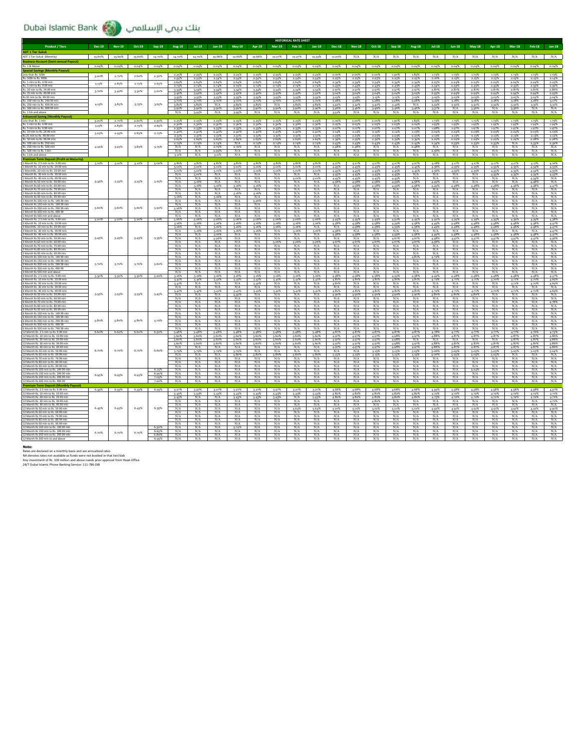# Dubai Islamic Bank بنك دبي الإسلامي

## HISTORICAL RATE SHEET

| Product / Tiers | Dec-19 | Nov-19 | Oct-19 | Sep-19 | Aug-19 | Jul-19 | Jun-19 | May-19 | Apr-19 | Mar-19 | Feb-19 | Jan-19 | Dec-18 | Nov-18 | Oct-18 | Sep-18 | Aug-18 | Jul-18 | Jun-18 | May-18 | Apr-18 | Mar-18 | Feb-18 | Jan-18 |
|---|---|---|---|---|---|---|---|---|---|---|---|---|---|---|---|---|---|---|---|---|---|---|---|---|
| **ADT 1 Tier Sukuk** | | | | | | | | | | | | | | | | | | | | | | | | |
| ADT 1 Tier Sukuk (Monthly) | 15.60% | 15.60% | 15.60% | 14.70% | 14.70% | 14.70% | 12.66% | 12.66% | 12.66% | 12.27% | 12.27% | 12.55% | 11.20% | N/A | N/A | N/A | N/A | N/A | N/A | N/A | N/A | N/A | N/A | N/A |
| **Business Account (Semi-annual Payout)** | | | | | | | | | | | | | | | | | | | | | | | | |
| Rs. 1 & Above | 0.04% | 0.04% | 0.04% | 0.04% | 0.04% | 0.04% | 0.04% | 0.04% | 0.04% | 0.04% | 0.04% | 0.04% | 0.04% | 0.04% | 0.04% | 0.04% | 0.04% | 0.04% | 0.04% | 0.04% | 0.04% | 0.04% | 0.04% | 0.04% |
| **Special Savings (Monthly Payout)** | | | | | | | | | | | | | | | | | | | | | | | | |
| Less than Rs. 500k | 3.00% | 2.70% | 2.60% | 2.50% | 2.25% | 2.25% | 2.25% | 2.25% | 2.25% | 2.25% | 2.25% | 2.25% | 2.00% | 2.00% | 2.00% | 1.90% | 1.83% | 1.73% | 1.73% | 1.73% | 1.73% | 1.73% | 1.73% | 1.73% |
| Rs. 500k to Rs. 999k | | | | | 2.54% | 2.54% | 2.54% | 2.54% | 2.54% | 2.54% | 2.54% | 2.54% | 2.25% | 2.25% | 2.25% | 2.25% | 2.25% | 2.16% | 2.15% | 2.15% | 2.15% | 2.15% | 2.15% | 2.14% |
| Rs. 1 mln to Rs. 4.99 mln | 3.15% | 2.85% | 2.75% | 2.65% | 2.64% | 2.64% | 2.64% | 2.64% | 2.64% | 2.64% | 2.64% | 2.64% | 2.34% | 2.34% | 2.34% | 2.34% | 2.34% | 2.25% | 2.24% | 2.24% | 2.24% | 2.24% | 2.24% | 2.23% |
| Rs. 5 mln to Rs. 9.99 mln | | | | | 2.74% | 2.74% | 2.74% | 2.74% | 2.74% | 2.74% | 2.74% | 2.74% | 2.43% | 2.43% | 2.43% | 2.43% | 2.43% | 2.34% | 2.33% | 2.33% | 2.33% | 2.33% | 2.33% | 2.32% |
| Rs. 10 mln to Rs. 24.99 mln | 3.70% | 3.40% | 3.30% | 3.20% | 3.34% | 3.34% | 3.34% | 3.34% | 3.34% | 3.34% | 3.34% | 3.34% | 2.97% | 2.97% | 2.97% | 2.97% | 2.97% | 2.87% | 2.87% | 2.87% | 2.87% | 2.87% | 2.87% | 2.86% |
| Rs. 25 mln to Rs. 49.99 mln | | | | | 3.42% | 3.42% | 3.42% | 3.42% | 3.42% | 3.42% | 3.42% | 3.42% | 3.04% | 3.04% | 3.04% | 3.04% | 3.04% | 2.95% | 2.94% | 2.94% | 2.94% | 2.94% | 2.94% | 2.93% |
| Rs 50 mln to Rs. 99.99 mln | 4.15% | 3.85% | 3.75% | 3.65% | 3.55% | 3.55% | 3.55% | 3.55% | 3.55% | 3.55% | 3.55% | 3.55% | 3.15% | 3.15% | 3.15% | 3.15% | 3.15% | 3.05% | 3.05% | 3.05% | 3.05% | 3.05% | 3.05% | 3.04% |
| Rs. 100 mln to Rs. 249.99 mln | | | | | 3.70% | 3.70% | 3.70% | 3.70% | 3.70% | 3.70% | 3.70% | 3.70% | 3.28% | 3.28% | 3.28% | 3.28% | 3.28% | 3.19% | 3.18% | 3.18% | 3.18% | 3.18% | 3.18% | 3.17% |
| Rs. 250 mln to Rs. 499.99 mln | | | | | 3.85% | 3.85% | N/A | 3.85% | 3.85% | N/A | 3.85% | 3.85% | 3.42% | 3.42% | 3.42% | 3.42% | N/A | 3.32% | 3.32% | 3.32% | 3.32% | 3.32% | 3.32% | 3.31% |
| Rs. 500 mln to Rs. 999.99 mln | | | | | 3.90% | 3.90% | 3.90% | 3.90% | 3.90% | 3.90% | 3.90% | 3.90% | 3.46% | 3.46% | 3.46% | 3.46% | 3.46% | 3.37% | N/A | 3.36% | N/A | 3.36% | N/A | N/A |
| Rs. 1 bln and above | | | | | N/A | 3.95% | N/A | 3.95% | N/A | N/A | N/A | N/A | 3.51% | N/A | N/A | N/A | N/A | N/A | N/A | N/A | N/A | N/A | N/A | N/A |
| **Enhanced Saving (Monthly Payout)** | | | | | | | | | | | | | | | | | | | | | | | | |
| Less than Rs. 1 mln | 3.00% | 2.70% | 2.60% | 2.50% | 2.25% | 2.25% | 2.25% | 2.25% | 2.25% | 2.25% | 2.25% | 2.25% | 2.00% | 2.00% | 2.00% | 1.90% | 1.83% | 1.73% | 1.73% | 1.73% | 1.73% | 1.73% | 1.73% | 1.73% |
| Rs. 1 mln to Rs. 4.99 mln | 3.15% | 2.85% | 2.75% | 2.65% | 2.30% | 2.30% | 2.30% | 2.30% | 2.30% | 2.30% | 2.30% | 2.30% | 2.05% | 2.05% | 2.05% | 2.05% | 2.04% | 1.95% | 1.95% | 1.95% | 1.94% | 1.95% | 1.94% | 1.94% |
| Rs. 5 mln to Rs. 9.99 mln | | | | | 2.33% | 2.33% | 2.33% | 2.33% | 2.33% | 2.33% | 2.33% | 2.33% | 2.07% | 2.07% | 2.07% | 2.07% | 2.07% | 1.98% | 1.97% | 1.97% | 1.97% | 1.97% | 1.97% | 1.97% |
| Rs. 10 mln to Rs. 24.99 mln | 3.25% | 2.95% | 2.85% | 2.75% | 2.40% | 2.40% | 2.40% | 2.40% | 2.40% | 2.40% | 2.40% | 2.40% | 2.14% | 2.14% | 2.14% | 2.14% | 2.13% | 2.04% | 2.04% | 2.03% | 2.03% | 2.04% | 2.03% | 2.03% |
| Rs 25 mln to Rs. 49.99 mln | | | | | 2.51% | 2.51% | 2.51% | 2.51% | 2.51% | 2.51% | 2.51% | 2.51% | 2.23% | 2.23% | 2.23% | 2.23% | 2.23% | 2.13% | 2.13% | 2.13% | 2.13% | 2.13% | 2.13% | 2.12% |
| Rs. 50 mln to Rs. 99.99 mln | 4.25% | 3.95% | 3.85% | 3.75% | 2.69% | 2.69% | 2.69% | 2.69% | 2.69% | 2.69% | 2.69% | 2.69% | 2.39% | 2.39% | 2.39% | 2.39% | 2.39% | 2.29% | 2.29% | 2.29% | 2.29% | 2.29% | 2.28% | 2.28% |
| Rs. 100 mln to Rs. 250 mln | | | | | 2.74% | 2.74% | 2.74% | N/A | 2.74% | 2.74% | 2.74% | 2.74% | 2.43% | 2.43% | 2.43% | 2.43% | 2.43% | 2.34% | 2.33% | 2.33% | 2.33% | N/A | 2.33% | 2.32% |
| Rs. 250 mln to Rs. 500 mln | | | | | N/A | N/A | 2.79% | 2.79% | N/A | N/A | N/A | N/A | 2.48% | 2.48% | N/A | N/A | 2.48% | N/A | N/A | N/A | N/A | N/A | N/A | N/A |
| Rs. 500 mln to Rs. 1 bln | | | | | N/A | N/A | 2.99% | N/A | N/A | N/A | N/A | N/A | N/A | N/A | N/A | N/A | N/A | 2.56% | N/A | N/A | N/A | N/A | N/A | N/A |
| Rs. 1 bln and above | | | | | 3.11% | N/A | 3.11% | N/A | N/A | N/A | N/A | N/A | N/A | N/A | N/A | N/A | N/A | N/A | N/A | N/A | N/A | N/A | N/A | N/A |
| **Premium Term Deposit (Profit at Maturity)** | | | | | | | | | | | | | | | | | | | | | | | | |
| 1 Month Rs. 2.5 mln to Rs. 9.99 mln | 5.10% | 5.10% | 5.10% | 5.00% | 4.81% | 4.81% | 4.81% | 4.81% | 4.81% | 4.81% | 4.81% | 4.81% | 4.27% | 4.27% | 4.27% | 4.27% | 4.27% | 4.18% | 4.17% | 4.17% | 4.17% | 4.17% | 4.17% | 4.16% |
| 1 Month Rs. 10 mln to Rs. 19.99 mln | | | | | 5.01% | 5.01% | 5.01% | 5.01% | 5.01% | 5.01% | 5.01% | 5.01% | 4.45% | 4.45% | 4.45% | 4.45% | 4.45% | 4.36% | 4.35% | 4.35% | 4.35% | 4.35% | 4.34% | 4.33% |
| 1 Month Rs. 20 mln to Rs. 29.99 mln | | | | | 5.01% | 5.01% | 5.01% | 5.01% | 5.01% | 5.01% | 5.01% | 5.01% | 4.45% | 4.45% | 4.45% | 4.45% | 4.45% | 4.36% | 4.35% | 4.35% | 4.35% | 4.35% | 4.34% | 4.33% |
| 1 Month Rs. 30 mln to Rs. 39.99 mln | 5.35% | 5.35% | 5.35% | 5.25% | N/A | 5.01% | N/A | N/A | N/A | N/A | N/A | N/A | 4.45% | 4.45% | 4.45% | 4.45% | N/A | N/A | N/A | N/A | 4.35% | 4.35% | 4.34% | 4.33% |
| 1 Month Rs. 40 mln to Rs. 49.99 mln | | | | | N/A | N/A | N/A | N/A | N/A | N/A | 5.01% | 5.01% | 4.45% | 4.45% | 4.45% | 4.45% | N/A | N/A | N/A | N/A | N/A | N/A | 4.34% | N/A |
| 1 Month Rs 50 mln to Rs. 59.99 mln | | | | | N/A | 5.16% | N/A | N/A | N/A | N/A | N/A | N/A | 4.58% | 4.58% | 4.58% | 4.59% | N/A | N/A | N/A | N/A | N/A | N/A | 4.48% | N/A |
| 1 Month Rs 60 mln to Rs. 69.99 mln | | | | | N/A | 5.16% | 5.16% | 5.16% | 5.16% | N/A | N/A | N/A | 4.58% | 4.58% | 4.58% | 4.59% | 4.58% | 4.49% | 4.48% | 4.48% | 4.48% | 4.48% | 4.48% | 4.47% |
| 1 Month Rs 70 mln to Rs. 79.99 mln | | | | | N/A | N/A | N/A | N/A | N/A | N/A | N/A | N/A | N/A | N/A | N/A | N/A | N/A | N/A | N/A | N/A | N/A | N/A | N/A | N/A |
| 1 Month Rs 80 mln to Rs. 89.99 mln | | | | | N/A | N/A | N/A | 5.16% | 5.16% | N/A | N/A | N/A | N/A | N/A | N/A | N/A | N/A | N/A | N/A | N/A | N/A | N/A | N/A | N/A |
| 1 Month Rs 90 mln to Rs. 99.99 mln | | | | | 5.16% | N/A | 5.16% | N/A | N/A | N/A | N/A | N/A | N/A | N/A | N/A | N/A | N/A | N/A | N/A | N/A | N/A | N/A | N/A | N/A |
| 1 Month Rs 100 mln to Rs. 149.99 mln | 5.60% | 5.60% | 5.60% | 5.50% | N/A | N/A | N/A | N/A | 5.26% | N/A | N/A | N/A | N/A | N/A | N/A | N/A | N/A | N/A | N/A | N/A | N/A | N/A | N/A | N/A |
| 1 Month Rs 150 mln to Rs. 199.99 mln | | | | | N/A | N/A | N/A | N/A | N/A | N/A | N/A | N/A | N/A | N/A | N/A | N/A | N/A | N/A | N/A | N/A | N/A | N/A | N/A | N/A |
| 1 Month Rs 200 mln to Rs. 299.99 mln | | | | | 5.26% | N/A | N/A | N/A | N/A | N/A | N/A | N/A | N/A | N/A | N/A | N/A | N/A | N/A | N/A | N/A | N/A | N/A | N/A | N/A |
| 1 Month Rs 300 mln to Rs. 499.99 | | | | | N/A | N/A | N/A | N/A | N/A | N/A | N/A | N/A | N/A | N/A | N/A | N/A | N/A | N/A | N/A | N/A | N/A | N/A | N/A | N/A |
| 1 Month Rs 500 mln and above | | | | | N/A | N/A | N/A | N/A | N/A | N/A | N/A | N/A | N/A | N/A | N/A | N/A | N/A | N/A | N/A | N/A | N/A | N/A | N/A | N/A |
| 3 Month Rs. 2.5 mln to Rs. 9.99 mln | 5.20% | 5.20% | 5.20% | 5.10% | 5.06% | 5.06% | 5.06% | 5.06% | 5.06% | 5.06% | 5.06% | 5.06% | 4.49% | 4.49% | 4.49% | 4.50% | 4.49% | 4.40% | 4.39% | 4.39% | 4.39% | 4.39% | 4.39% | 4.38% |
| 3 Month Rs. 10 mln to Rs. 19.99 mln | | | | | 5.16% | 5.16% | 5.16% | 5.16% | 5.16% | 5.16% | 5.16% | 5.16% | 4.58% | 4.58% | 4.58% | 4.59% | 4.58% | 4.49% | 4.48% | 4.48% | 4.48% | 4.48% | 4.48% | 4.47% |
| 3 Month Rs. 20 mln to Rs. 29.99 mln | | | | | 5.16% | 5.16% | 5.16% | 5.16% | 5.16% | 5.16% | 5.16% | 5.16% | N/A | 4.58% | 4.58% | 4.59% | 4.58% | 4.49% | 4.48% | 4.48% | 4.48% | 4.48% | 4.48% | 4.47% |
| 3 Month Rs. 30 mln to Rs. 39.99 mln | 5.45% | 5.45% | 5.45% | 5.35% | N/A | 5.16% | 5.16% | 5.16% | 5.16% | N/A | 5.16% | 5.16% | 4.58% | N/A | N/A | N/A | N/A | N/A | 4.48% | 4.48% | 4.48% | 4.48% | N/A | 4.47% |
| 3 Month Rs. 40 mln to Rs. 49.99 mln | | | | | N/A | N/A | 5.16% | N/A | N/A | N/A | N/A | N/A | 4.58% | 4.58% | 4.58% | 4.59% | 4.58% | 4.49% | 4.48% | 4.48% | 4.48% | 4.48% | 4.48% | 4.47% |
| 3 Month Rs 50 mln to Rs. 59.99 mln | | | | | N/A | N/A | 5.26% | N/A | N/A | N/A | N/A | N/A | N/A | N/A | N/A | 4.67% | 4.67% | 4.58% | 4.57% | 4.57% | 4.57% | 4.57% | 4.57% | 4.56% |
| 3 Month Rs 60 mln to Rs. 69.99 mln | | | | | N/A | N/A | N/A | N/A | N/A | 5.26% | 5.26% | 5.26% | 4.67% | 4.67% | 4.67% | 4.67% | 4.67% | 4.58% | N/A | N/A | 4.67% | N/A | N/A | N/A |
| 3 Month Rs 70 mln to Rs. 79.99 mln | | | | | N/A | N/A | N/A | N/A | N/A | N/A | N/A | N/A | N/A | N/A | N/A | N/A | N/A | N/A | N/A | N/A | N/A | N/A | N/A | N/A |
| 3 Month Rs 80 mln to Rs. 89.99 mln | | | | | N/A | N/A | N/A | N/A | N/A | N/A | N/A | N/A | N/A | N/A | N/A | N/A | N/A | N/A | N/A | N/A | N/A | N/A | N/A | N/A |
| 3 Month Rs 90 mln to Rs. 99.99 mln | | | | | N/A | N/A | N/A | N/A | N/A | N/A | N/A | N/A | N/A | N/A | N/A | N/A | N/A | N/A | N/A | N/A | N/A | N/A | N/A | N/A |
| 3 Month Rs 100 mln to Rs. 149.99 mln | 5.70% | 5.70% | 5.70% | 5.60% | N/A | N/A | N/A | N/A | N/A | N/A | N/A | N/A | N/A | N/A | N/A | N/A | 4.81% | 4.72% | N/A | N/A | N/A | N/A | N/A | N/A |
| 3 Month Rs 150 mln to Rs. 199.99 mln | | | | | N/A | N/A | N/A | N/A | N/A | N/A | N/A | N/A | N/A | N/A | N/A | N/A | N/A | N/A | N/A | N/A | N/A | N/A | N/A | N/A |
| 3 Month Rs 200 mln to Rs. 299.99 mln | | | | | N/A | N/A | N/A | N/A | N/A | N/A | N/A | N/A | N/A | N/A | N/A | N/A | N/A | N/A | N/A | N/A | N/A | N/A | N/A | N/A |
| 3 Month Rs 300 mln to Rs. 499.99 | | | | | N/A | N/A | N/A | N/A | N/A | N/A | N/A | N/A | N/A | N/A | N/A | N/A | N/A | N/A | N/A | N/A | N/A | N/A | N/A | N/A |
| 3 Month Rs 500 mln and above | | | | | N/A | N/A | N/A | N/A | N/A | N/A | N/A | N/A | N/A | N/A | N/A | N/A | N/A | N/A | N/A | N/A | N/A | N/A | N/A | N/A |
| 6 Month Rs. 2.5 mln to Rs. 9.99 mln | 5.30% | 5.30% | 5.30% | 5.20% | 5.16% | 5.16% | 5.16% | 5.16% | 5.16% | 5.16% | 5.16% | 5.16% | 4.58% | 4.58% | 4.58% | 4.59% | 4.58% | 4.49% | 4.48% | 4.48% | 4.48% | 4.48% | 4.48% | 4.47% |
| 6 Month Rs. 10 mln to Rs. 19.99 mln | | | | | 5.41% | 5.41% | 5.41% | 5.41% | 5.41% | 5.41% | 5.41% | 5.41% | 4.81% | 4.81% | 4.81% | 4.81% | 4.81% | 4.72% | 4.71% | 4.71% | 4.70% | 4.71% | 4.70% | 4.69% |
| 6 Month Rs. 20 mln to Rs. 29.99 mln | | | | | 5.41% | N/A | N/A | N/A | N/A | 5.41% | N/A | N/A | 4.81% | N/A | N/A | N/A | N/A | N/A | N/A | N/A | N/A | 4.71% | 4.70% | 4.69% |
| 6 Month Rs. 30 mln to Rs. 39.99 mln | | | | | N/A | N/A | N/A | N/A | N/A | N/A | N/A | N/A | N/A | N/A | N/A | N/A | N/A | N/A | N/A | N/A | N/A | N/A | N/A | N/A |
| 6 Month Rs. 40 mln to Rs. 49.99 mln | 5.55% | 5.55% | 5.55% | 5.45% | 5.41% | 5.41% | 5.41% | 5.41% | 5.41% | 5.41% | 5.41% | 5.41% | 4.81% | 4.81% | 4.81% | 4.81% | 4.81% | 4.72% | 4.71% | 4.71% | 4.70% | 4.71% | 4.70% | 4.69% |
| 6 Month Rs 50 mln to Rs. 59.99 mln | | | | | N/A | N/A | N/A | 5.51% | N/A | N/A | N/A | N/A | 4.90% | 4.90% | 4.90% | 4.90% | 4.90% | 4.80% | 4.80% | 4.80% | N/A | N/A | N/A | N/A |
| 6 Month Rs 60 mln to Rs. 69.99 mln | | | | | N/A | N/A | N/A | N/A | N/A | N/A | N/A | N/A | N/A | N/A | N/A | N/A | N/A | N/A | N/A | N/A | N/A | N/A | N/A | N/A |
| 6 Month Rs 70 mln to Rs. 79.99 mln | | | | | N/A | N/A | N/A | N/A | N/A | N/A | N/A | N/A | N/A | N/A | N/A | N/A | N/A | N/A | N/A | N/A | N/A | N/A | N/A | 4.78% |
| 6 Month Rs 80 mln to Rs. 89.99 mln | | | | | N/A | N/A | N/A | N/A | N/A | N/A | N/A | N/A | N/A | N/A | N/A | N/A | N/A | N/A | N/A | N/A | N/A | N/A | N/A | N/A |
| 6 Month Rs 90 mln to Rs. 99.99 mln | | | | | N/A | N/A | N/A | N/A | N/A | N/A | N/A | N/A | N/A | N/A | N/A | N/A | N/A | N/A | N/A | N/A | N/A | N/A | N/A | N/A |
| 6 Month Rs 100 mln to Rs. 149.99 mln | 5.80% | 5.80% | 5.80% | 5.70% | N/A | N/A | N/A | N/A | N/A | N/A | N/A | N/A | N/A | N/A | N/A | N/A | N/A | N/A | N/A | N/A | N/A | N/A | N/A | N/A |
| 6 Month Rs 150 mln to Rs. 199.99 mln | | | | | N/A | N/A | N/A | N/A | N/A | N/A | N/A | N/A | N/A | N/A | N/A | N/A | N/A | N/A | N/A | N/A | N/A | N/A | N/A | N/A |
| 6 Month Rs 200 mln to Rs. 299.99 mln | | | | | N/A | N/A | N/A | N/A | N/A | N/A | N/A | N/A | N/A | N/A | N/A | N/A | N/A | N/A | N/A | N/A | N/A | N/A | N/A | N/A |
| 6 Month Rs 300 mln to Rs. 499.99 | | | | | N/A | N/A | N/A | N/A | N/A | N/A | N/A | N/A | N/A | N/A | N/A | N/A | N/A | N/A | N/A | N/A | N/A | N/A | N/A | N/A |
| 6 Month Rs 500 mln and above | | | | | N/A | N/A | N/A | N/A | N/A | N/A | N/A | N/A | N/A | N/A | N/A | N/A | N/A | N/A | N/A | N/A | N/A | N/A | N/A | N/A |
| 12 Month Rs. 2.5 mln to Rs. 9.99 mln | 6.60% | 6.60% | 6.60% | 6.50% | 5.48% | 5.48% | 5.48% | 5.48% | 5.48% | 5.48% | 5.48% | 5.48% | 4.87% | 4.87% | 4.87% | 4.87% | 4.87% | 4.78% | 4.77% | 4.77% | 4.77% | 4.77% | 4.76% | 4.75% |
| 12 Month Rs. 10 mln to Rs. 19.99 mln | | | | | 5.60% | 5.60% | 5.60% | 5.60% | 5.60% | 5.60% | 5.60% | 5.60% | 4.97% | 4.97% | 4.97% | 4.98% | 4.97% | 4.88% | 4.87% | 4.87% | 4.87% | 4.87% | 4.87% | 4.86% |
| 12 Month Rs. 20 mln to Rs. 29.99 mln | | | | | 5.60% | 5.60% | 5.60% | 5.60% | 5.60% | 5.60% | 5.60% | 5.60% | 4.97% | 4.97% | 4.97% | 4.98% | N/A | N/A | N/A | N/A | 4.87% | 4.87% | 4.87% | 4.86% |
| 12 Month Rs. 30 mln to Rs. 39.99 mln | | | | | 5.60% | 5.60% | 5.60% | 5.60% | 5.60% | 5.60% | 5.60% | 5.60% | 4.97% | 4.97% | 4.97% | 4.98% | 4.97% | 4.88% | 4.87% | 4.87% | 4.87% | 4.87% | 4.87% | 4.86% |
| 12 Month Rs. 40 mln to Rs. 49.99 mln | 6.70% | 6.70% | 6.70% | 6.60% | N/A | N/A | N/A | N/A | N/A | N/A | N/A | N/A | 4.97% | 4.97% | 4.97% | 4.98% | 4.97% | 4.88% | 4.87% | 4.87% | 4.87% | 4.87% | 4.87% | 4.86% |
| 12 Month Rs 50 mln to Rs. 59.99 mln | | | | | 5.79% | 5.79% | 5.79% | 5.79% | N/A | N/A | N/A | N/A | N/A | 5.15% | N/A | 5.15% | 5.15% | 5.06% | 5.05% | 5.05% | 5.05% | 5.05% | 5.05% | 5.04% |
| 12 Month Rs 60 mln to Rs. 69.99 mln | | | | | N/A | N/A | N/A | 5.80% | 5.80% | 5.80% | 5.80% | 5.80% | 5.15% | 5.15% | 5.15% | 5.15% | 5.15% | 5.06% | 5.05% | 5.05% | 5.05% | 5.05% | N/A | N/A |
| 12 Month Rs 70 mln to Rs. 79.99 mln | | | | | N/A | N/A | N/A | N/A | N/A | N/A | N/A | N/A | N/A | N/A | N/A | N/A | N/A | N/A | N/A | N/A | N/A | N/A | N/A | N/A |
| 12 Month Rs 80 mln to Rs. 89.99 mln | | | | | N/A | N/A | N/A | N/A | N/A | N/A | N/A | N/A | N/A | N/A | N/A | N/A | N/A | N/A | N/A | N/A | N/A | N/A | N/A | N/A |
| 12 Month Rs 90 mln to Rs. 99.99 mln | | | | | N/A | N/A | N/A | N/A | N/A | N/A | N/A | N/A | N/A | N/A | N/A | N/A | N/A | N/A | N/A | 5.24% | N/A | N/A | N/A | N/A |
| 12 Month Rs 100 mln to Rs. 149.99 mln | 6.95% | 6.95% | 6.95% | 6.75% | N/A | N/A | N/A | N/A | N/A | N/A | N/A | N/A | N/A | N/A | N/A | N/A | N/A | N/A | N/A | N/A | N/A | N/A | N/A | N/A |
| 12 Month Rs 150 mln to Rs. 199.99 mln | | | | 6.90% | N/A | N/A | N/A | N/A | N/A | N/A | N/A | N/A | N/A | N/A | N/A | N/A | N/A | N/A | N/A | N/A | N/A | N/A | N/A | N/A |
| 12 Month Rs 200 mln to Rs. 299.99 mln | | | | 7.05% | N/A | N/A | N/A | N/A | N/A | N/A | N/A | N/A | N/A | N/A | N/A | N/A | N/A | N/A | N/A | N/A | N/A | N/A | N/A | N/A |
| 12 Month Rs 300 mln to Rs. 499.99 | | | | 7.20% | N/A | N/A | N/A | N/A | N/A | N/A | N/A | N/A | N/A | N/A | N/A | N/A | N/A | N/A | N/A | N/A | N/A | N/A | N/A | N/A |
| **Premium Term Deposit (Monthly Payout)** | | | | | | | | | | | | | | | | | | | | | | | | |
| 12 Month Rs. 2.5 mln to Rs. 9.99 mln | 6.35% | 6.35% | 6.35% | 6.25% | 5.27% | 5.27% | 5.27% | 5.27% | 5.27% | 5.27% | 5.27% | 5.27% | 4.68% | 4.68% | 4.68% | 4.68% | 4.68% | 4.59% | 4.58% | 4.58% | 4.58% | 4.58% | 4.58% | 4.57% |
| 12 Month Rs. 10 mln to Rs. 19.99 mln | | | | | 5.43% | 5.43% | 5.43% | 5.43% | 5.43% | 5.43% | 5.43% | 5.43% | 4.82% | 4.82% | 4.82% | 4.82% | 4.82% | 4.73% | 4.72% | 4.72% | 4.72% | 4.72% | 4.72% | 4.71% |
| 12 Month Rs. 20 mln to Rs. 29.99 mln | | | | | 5.43% | N/A | N/A | 5.43% | 5.43% | N/A | N/A | 5.43% | 4.82% | 4.82% | 4.82% | 4.82% | 4.82% | 4.73% | 4.72% | 4.72% | 4.72% | 4.72% | 4.72% | 4.71% |
| 12 Month Rs. 30 mln to Rs. 39.99 mln | | | | | N/A | N/A | N/A | N/A | N/A | N/A | N/A | N/A | N/A | N/A | 4.82% | N/A | N/A | N/A | N/A | N/A | N/A | N/A | N/A | 4.71% |
| 12 Month Rs. 40 mln to Rs. 49.99 mln | 6.45% | 6.45% | 6.45% | 6.35% | N/A | N/A | N/A | N/A | N/A | N/A | N/A | N/A | N/A | N/A | N/A | N/A | N/A | N/A | N/A | N/A | N/A | N/A | N/A | N/A |
| 12 Month Rs 50 mln to Rs. 59.99 mln | | | | | N/A | N/A | N/A | N/A | N/A | N/A | 5.64% | 5.64% | 5.01% | 5.01% | 5.01% | 5.01% | 5.01% | 4.92% | 4.91% | 4.91% | 4.91% | 4.91% | 4.90% | 4.90% |
| 12 Month Rs 60 mln to Rs. 69.99 mln | | | | | N/A | N/A | N/A | N/A | N/A | N/A | N/A | N/A | N/A | N/A | N/A | N/A | N/A | N/A | N/A | N/A | N/A | N/A | N/A | N/A |
| 12 Month Rs 70 mln to Rs. 79.99 mln | | | | | N/A | N/A | N/A | N/A | N/A | N/A | N/A | N/A | N/A | N/A | N/A | N/A | N/A | N/A | N/A | N/A | N/A | N/A | N/A | N/A |
| 12 Month Rs 80 mln to Rs. 89.99 mln | | | | | N/A | N/A | N/A | N/A | N/A | N/A | N/A | N/A | N/A | N/A | N/A | N/A | N/A | N/A | N/A | N/A | N/A | N/A | N/A | N/A |
| 12 Month Rs 90 mln to Rs. 99.99 mln | | | | | N/A | N/A | N/A | N/A | N/A | N/A | N/A | N/A | N/A | N/A | N/A | N/A | N/A | N/A | N/A | N/A | N/A | N/A | N/A | N/A |
| 12 Month Rs 100 mln to Rs. 149.99 mln | 6.70% | 6.70% | 6.70% | 6.50% | N/A | N/A | N/A | 5.74% | N/A | N/A | N/A | N/A | N/A | N/A | N/A | N/A | N/A | N/A | N/A | N/A | N/A | N/A | N/A | N/A |
| 12 Month Rs 150 mln to Rs. 199.99 mln | | | | 6.65% | N/A | N/A | N/A | N/A | N/A | N/A | N/A | N/A | N/A | N/A | N/A | N/A | N/A | N/A | N/A | N/A | N/A | N/A | N/A | N/A |
| 12 Month Rs 200 mln to Rs. 299.99 mln | | | | 6.80% | N/A | N/A | N/A | N/A | N/A | N/A | N/A | N/A | N/A | N/A | N/A | N/A | N/A | N/A | N/A | N/A | N/A | N/A | N/A | N/A |
| 12 Month Rs 300 mln to and above | | | | 6.95% | N/A | N/A | N/A | N/A | N/A | N/A | N/A | N/A | N/A | N/A | N/A | N/A | N/A | N/A | N/A | N/A | N/A | N/A | N/A | N/A |

**Note:**

Rates are declared on a monthly basis and are annualized rates

NA denotes rates not available as funds were not booked in that tier/slab

Any investment of Rs. 100 million and above needs prior approval from Head-Office

24/7 Dubai Islamic Phone Banking Service: 111-786-DIB